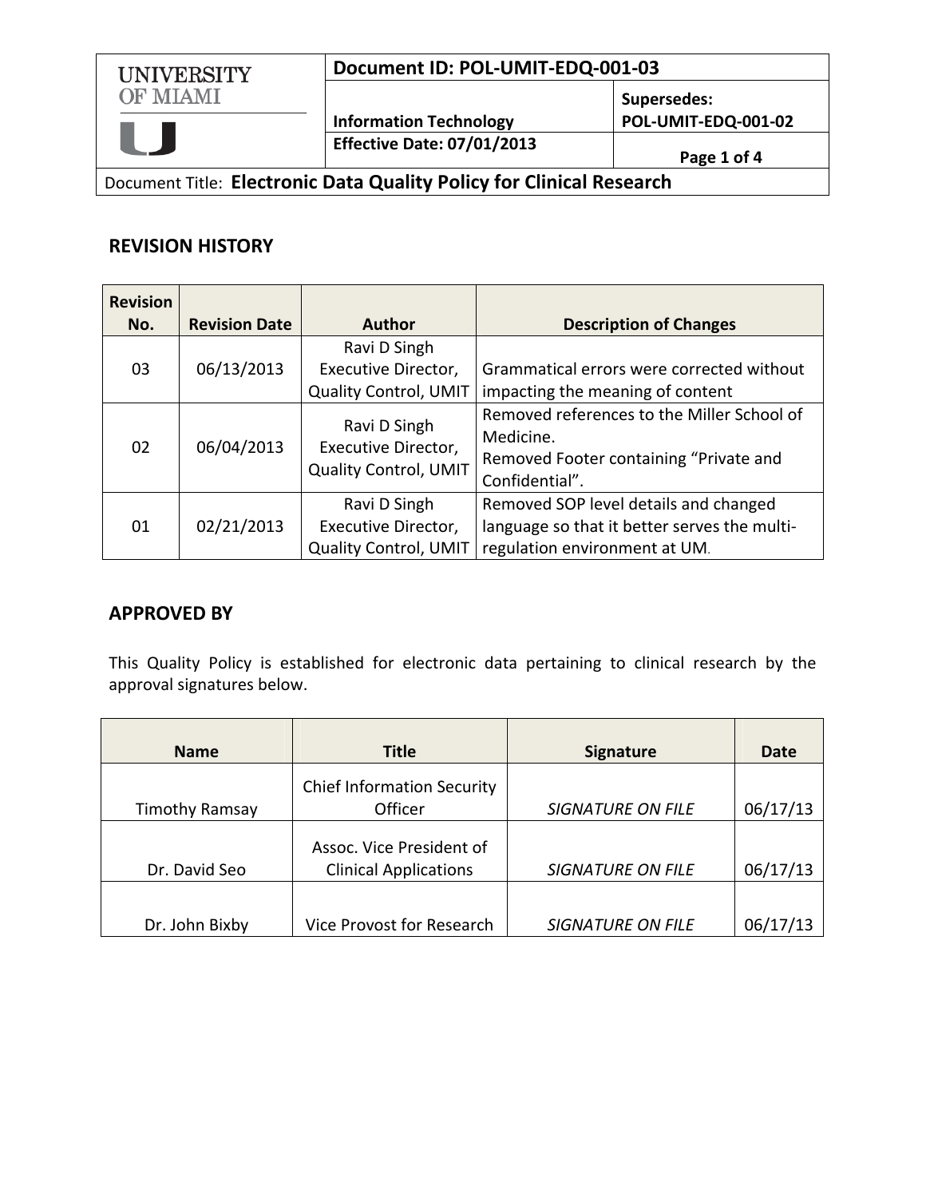| UNIVERSITY OF MIAMI | Document ID: POL-UMIT-EDQ-001-03 | |
|---|---|---|
| | Information Technology | Supersedes: POL-UMIT-EDQ-001-02 |
| | Effective Date: 07/01/2013 | |

Document Title: **Electronic Data Quality Policy for Clinical Research**

## REVISION HISTORY

| Revision No. | Revision Date | Author | Description of Changes |
|---|---|---|---|
| 03 | 06/13/2013 | Ravi D Singh Executive Director, Quality Control, UMIT | Grammatical errors were corrected without impacting the meaning of content |
| 02 | 06/04/2013 | Ravi D Singh Executive Director, Quality Control, UMIT | Removed references to the Miller School of Medicine. Removed Footer containing "Private and Confidential". |
| 01 | 02/21/2013 | Ravi D Singh Executive Director, Quality Control, UMIT | Removed SOP level details and changed language so that it better serves the multi-regulation environment at UM. |

## APPROVED BY

This Quality Policy is established for electronic data pertaining to clinical research by the approval signatures below.

| Name | Title | Signature | Date |
|---|---|---|---|
| Timothy Ramsay | Chief Information Security Officer | *SIGNATURE ON FILE* | 06/17/13 |
| Dr. David Seo | Assoc. Vice President of Clinical Applications | *SIGNATURE ON FILE* | 06/17/13 |
| Dr. John Bixby | Vice Provost for Research | *SIGNATURE ON FILE* | 06/17/13 |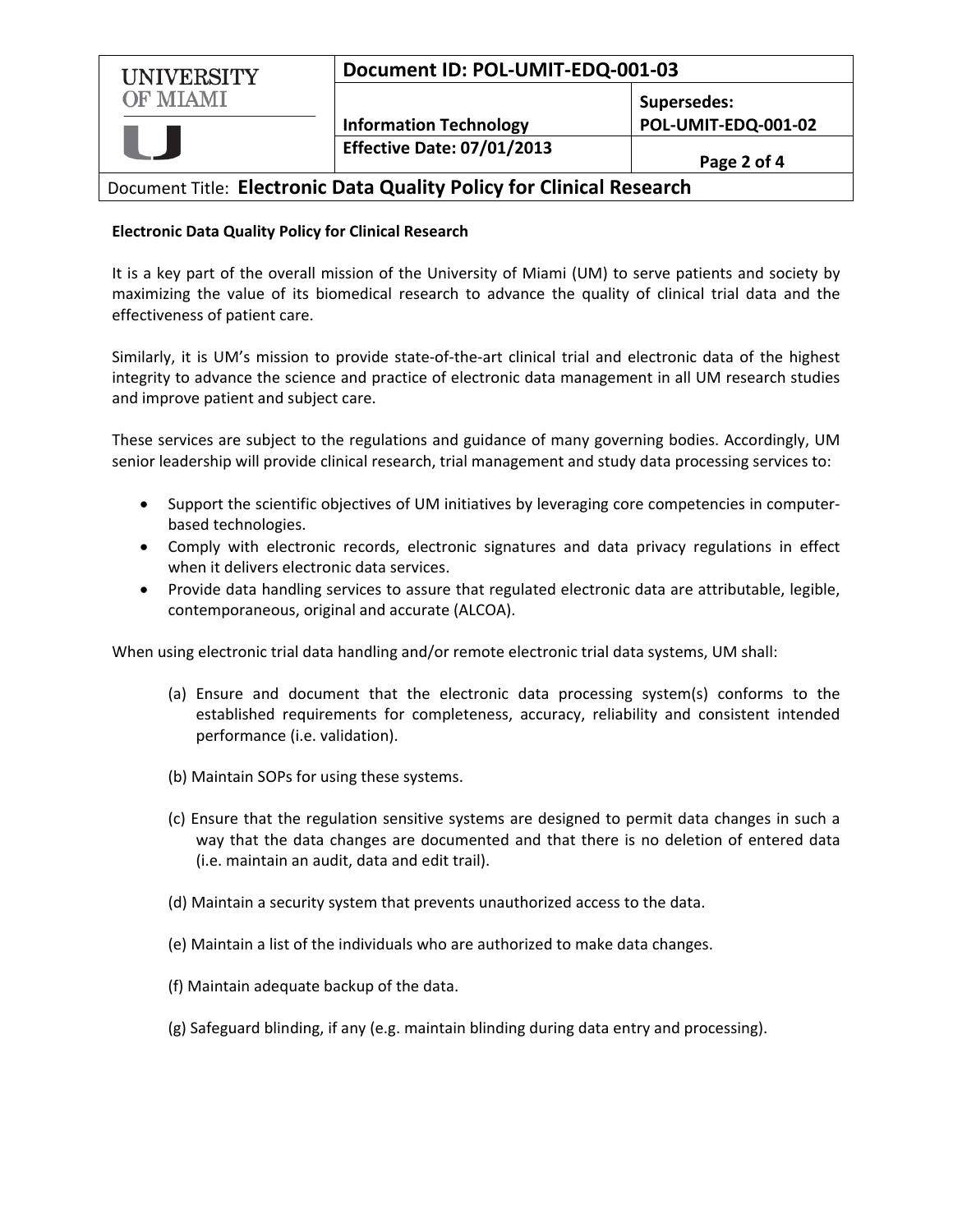**Electronic Data Quality Policy for Clinical Research**

It is a key part of the overall mission of the University of Miami (UM) to serve patients and society by maximizing the value of its biomedical research to advance the quality of clinical trial data and the effectiveness of patient care.

Similarly, it is UM's mission to provide state-of-the-art clinical trial and electronic data of the highest integrity to advance the science and practice of electronic data management in all UM research studies and improve patient and subject care.

These services are subject to the regulations and guidance of many governing bodies. Accordingly, UM senior leadership will provide clinical research, trial management and study data processing services to:

- Support the scientific objectives of UM initiatives by leveraging core competencies in computer-based technologies.
- Comply with electronic records, electronic signatures and data privacy regulations in effect when it delivers electronic data services.
- Provide data handling services to assure that regulated electronic data are attributable, legible, contemporaneous, original and accurate (ALCOA).

When using electronic trial data handling and/or remote electronic trial data systems, UM shall:

(a) Ensure and document that the electronic data processing system(s) conforms to the established requirements for completeness, accuracy, reliability and consistent intended performance (i.e. validation).

(b) Maintain SOPs for using these systems.

(c) Ensure that the regulation sensitive systems are designed to permit data changes in such a way that the data changes are documented and that there is no deletion of entered data (i.e. maintain an audit, data and edit trail).

(d) Maintain a security system that prevents unauthorized access to the data.

(e) Maintain a list of the individuals who are authorized to make data changes.

(f) Maintain adequate backup of the data.

(g) Safeguard blinding, if any (e.g. maintain blinding during data entry and processing).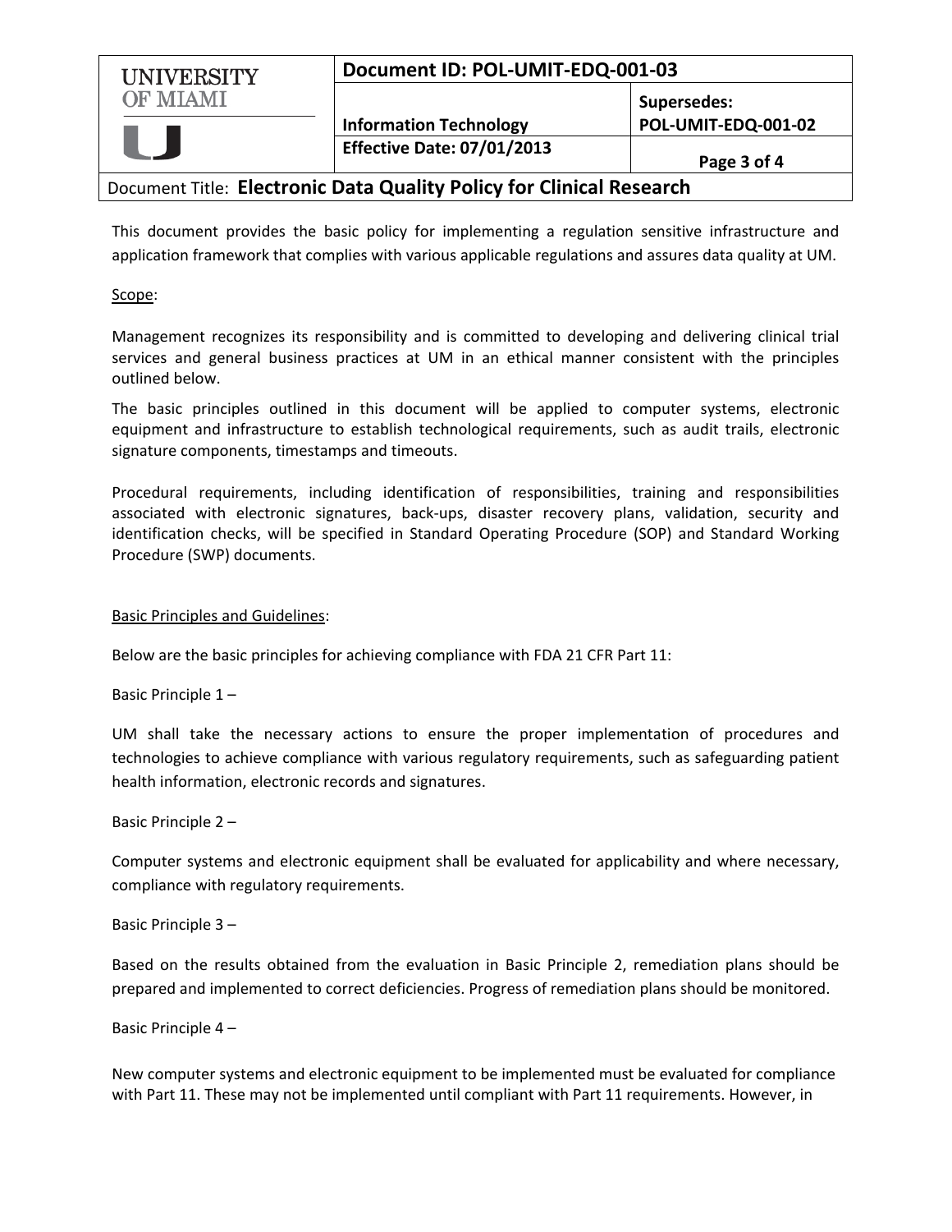This document provides the basic policy for implementing a regulation sensitive infrastructure and application framework that complies with various applicable regulations and assures data quality at UM.

Scope:

Management recognizes its responsibility and is committed to developing and delivering clinical trial services and general business practices at UM in an ethical manner consistent with the principles outlined below.

The basic principles outlined in this document will be applied to computer systems, electronic equipment and infrastructure to establish technological requirements, such as audit trails, electronic signature components, timestamps and timeouts.

Procedural requirements, including identification of responsibilities, training and responsibilities associated with electronic signatures, back-ups, disaster recovery plans, validation, security and identification checks, will be specified in Standard Operating Procedure (SOP) and Standard Working Procedure (SWP) documents.

Basic Principles and Guidelines:

Below are the basic principles for achieving compliance with FDA 21 CFR Part 11:

Basic Principle 1 –

UM shall take the necessary actions to ensure the proper implementation of procedures and technologies to achieve compliance with various regulatory requirements, such as safeguarding patient health information, electronic records and signatures.

Basic Principle 2 –

Computer systems and electronic equipment shall be evaluated for applicability and where necessary, compliance with regulatory requirements.

Basic Principle 3 –

Based on the results obtained from the evaluation in Basic Principle 2, remediation plans should be prepared and implemented to correct deficiencies. Progress of remediation plans should be monitored.

Basic Principle 4 –

New computer systems and electronic equipment to be implemented must be evaluated for compliance with Part 11. These may not be implemented until compliant with Part 11 requirements. However, in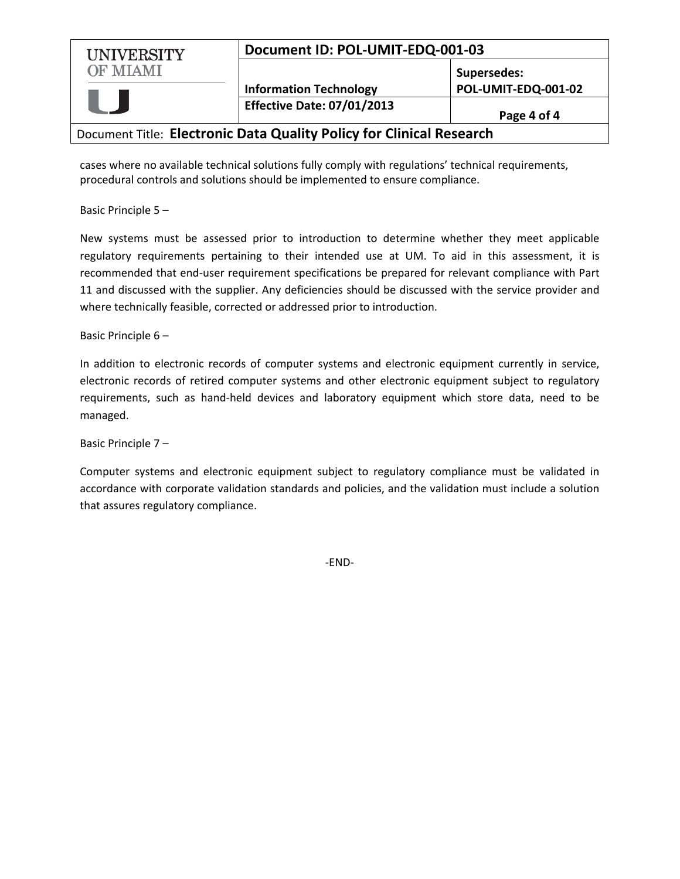cases where no available technical solutions fully comply with regulations' technical requirements, procedural controls and solutions should be implemented to ensure compliance.

Basic Principle 5 –

New systems must be assessed prior to introduction to determine whether they meet applicable regulatory requirements pertaining to their intended use at UM. To aid in this assessment, it is recommended that end-user requirement specifications be prepared for relevant compliance with Part 11 and discussed with the supplier. Any deficiencies should be discussed with the service provider and where technically feasible, corrected or addressed prior to introduction.

Basic Principle 6 –

In addition to electronic records of computer systems and electronic equipment currently in service, electronic records of retired computer systems and other electronic equipment subject to regulatory requirements, such as hand-held devices and laboratory equipment which store data, need to be managed.

Basic Principle 7 –

Computer systems and electronic equipment subject to regulatory compliance must be validated in accordance with corporate validation standards and policies, and the validation must include a solution that assures regulatory compliance.

-END-